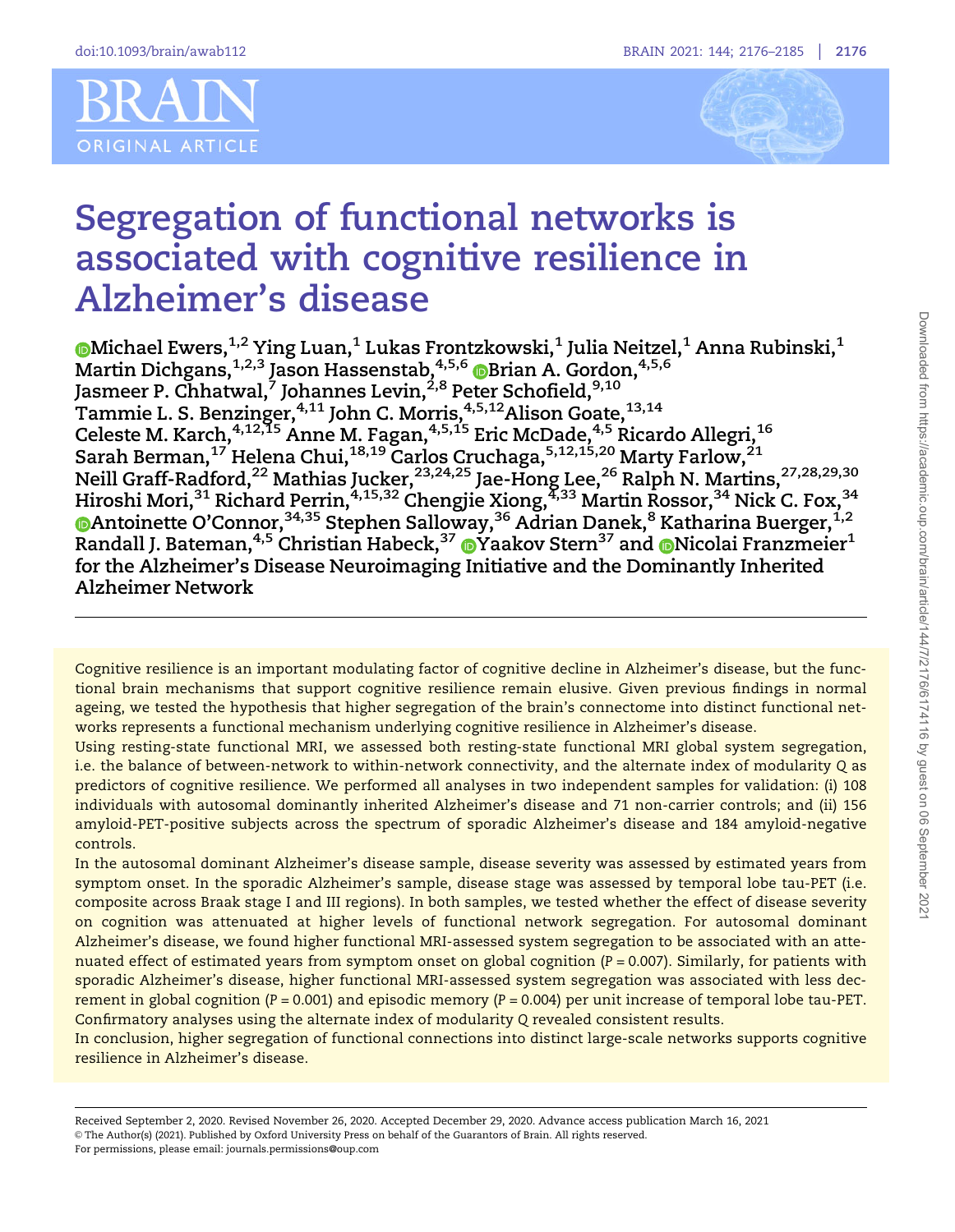# Segregation of functional networks is associated with cognitive resilience in Alzheimer's disease

**Michael Ewers,[1,2] Ying Luan,[1] Lukas Frontzkowski,[1] Julia Neitzel,[1] Anna Rubinski,[1] Martin Dichgans,[1,2,3] Jason Hassenstab,[4,5,6] Brian A. Gordon,[4,5,6] Jasmeer P. Chhatwal,[7] Johannes Levin,[2,8] Peter Schofield,[9,10] Tammie L. S. Benzinger,[4,11] John C. Morris,[4,5,12] Alison Goate,[13,14] Celeste M. Karch,[4,12,15] Anne M. Fagan,[4,5,15] Eric McDade,[4,5] Ricardo Allegri,[16] Sarah Berman,[17] Helena Chui,[18,19] Carlos Cruchaga,[5,12,15,20] Marty Farlow,[21] Neill Graff-Radford,[22] Mathias Jucker,[23,24,25] Jae-Hong Lee,[26] Ralph N. Martins,[27,28,29,30] Hiroshi Mori,[31] Richard Perrin,[4,15,32] Chengjie Xiong,[4,33] Martin Rossor,[34] Nick C. Fox,[34] Antoinette O'Connor,[34,35] Stephen Salloway,[36] Adrian Danek,[8] Katharina Buerger,[1,2] Randall J. Bateman,[4,5] Christian Habeck,[37] Yaakov Stern[37] and Nicolai Franzmeier[1] for the Alzheimer's Disease Neuroimaging Initiative and the Dominantly Inherited Alzheimer Network**

Cognitive resilience is an important modulating factor of cognitive decline in Alzheimer's disease, but the functional brain mechanisms that support cognitive resilience remain elusive. Given previous findings in normal ageing, we tested the hypothesis that higher segregation of the brain's connectome into distinct functional networks represents a functional mechanism underlying cognitive resilience in Alzheimer's disease.

Using resting-state functional MRI, we assessed both resting-state functional MRI global system segregation, i.e. the balance of between-network to within-network connectivity, and the alternate index of modularity Q as predictors of cognitive resilience. We performed all analyses in two independent samples for validation: (i) 108 individuals with autosomal dominantly inherited Alzheimer's disease and 71 non-carrier controls; and (ii) 156 amyloid-PET-positive subjects across the spectrum of sporadic Alzheimer's disease and 184 amyloid-negative controls.

In the autosomal dominant Alzheimer's disease sample, disease severity was assessed by estimated years from symptom onset. In the sporadic Alzheimer's sample, disease stage was assessed by temporal lobe tau-PET (i.e. composite across Braak stage I and III regions). In both samples, we tested whether the effect of disease severity on cognition was attenuated at higher levels of functional network segregation. For autosomal dominant Alzheimer's disease, we found higher functional MRI-assessed system segregation to be associated with an attenuated effect of estimated years from symptom onset on global cognition ($P = 0.007$). Similarly, for patients with sporadic Alzheimer's disease, higher functional MRI-assessed system segregation was associated with less decrement in global cognition ($P = 0.001$) and episodic memory ($P = 0.004$) per unit increase of temporal lobe tau-PET. Confirmatory analyses using the alternate index of modularity Q revealed consistent results.

In conclusion, higher segregation of functional connections into distinct large-scale networks supports cognitive resilience in Alzheimer's disease.

Received September 2, 2020. Revised November 26, 2020. Accepted December 29, 2020. Advance access publication March 16, 2021
© The Author(s) (2021). Published by Oxford University Press on behalf of the Guarantors of Brain. All rights reserved.
For permissions, please email: journals.permissions@oup.com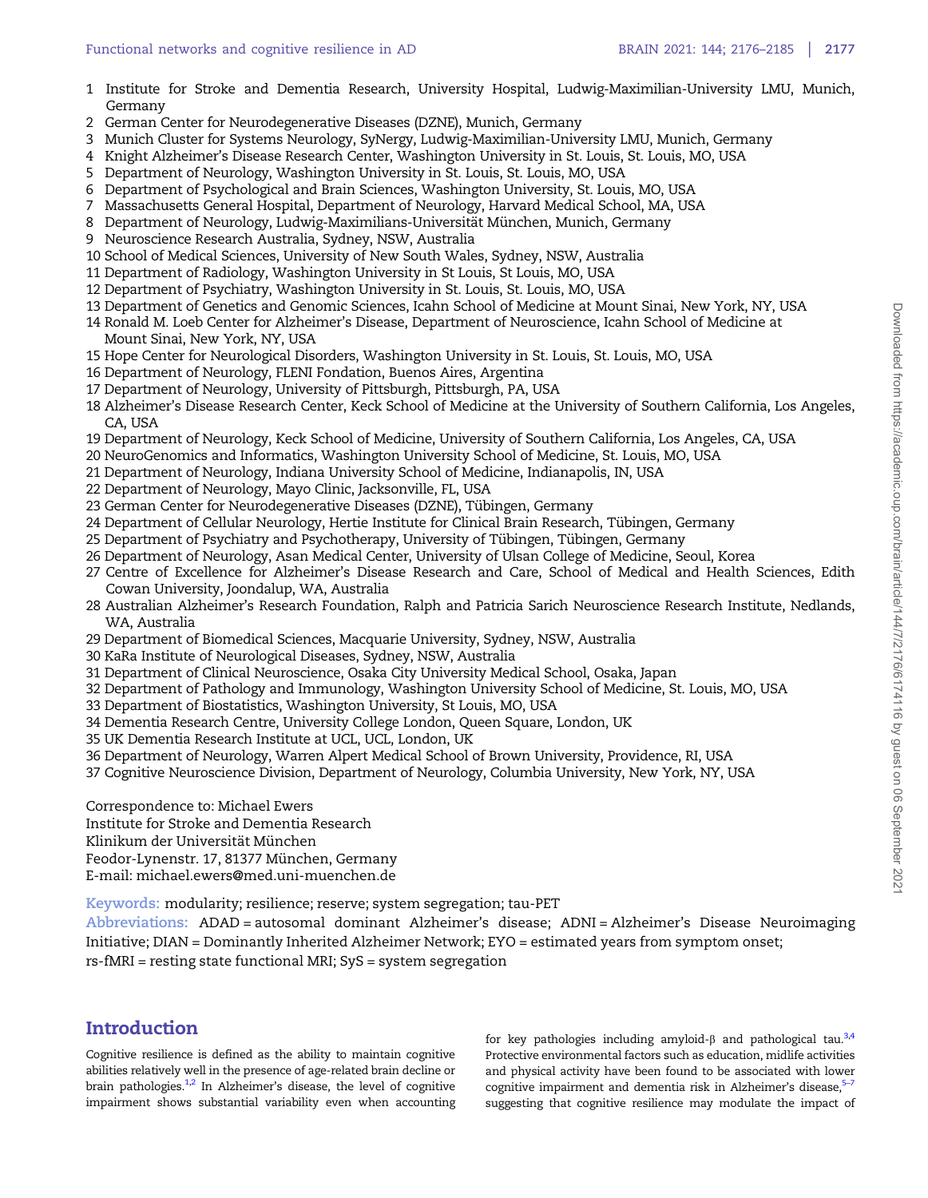1 Institute for Stroke and Dementia Research, University Hospital, Ludwig-Maximilian-University LMU, Munich, Germany
2 German Center for Neurodegenerative Diseases (DZNE), Munich, Germany
3 Munich Cluster for Systems Neurology, SyNergy, Ludwig-Maximilian-University LMU, Munich, Germany
4 Knight Alzheimer's Disease Research Center, Washington University in St. Louis, St. Louis, MO, USA
5 Department of Neurology, Washington University in St. Louis, St. Louis, MO, USA
6 Department of Psychological and Brain Sciences, Washington University, St. Louis, MO, USA
7 Massachusetts General Hospital, Department of Neurology, Harvard Medical School, MA, USA
8 Department of Neurology, Ludwig-Maximilians-Universität München, Munich, Germany
9 Neuroscience Research Australia, Sydney, NSW, Australia
10 School of Medical Sciences, University of New South Wales, Sydney, NSW, Australia
11 Department of Radiology, Washington University in St Louis, St Louis, MO, USA
12 Department of Psychiatry, Washington University in St. Louis, St. Louis, MO, USA
13 Department of Genetics and Genomic Sciences, Icahn School of Medicine at Mount Sinai, New York, NY, USA
14 Ronald M. Loeb Center for Alzheimer's Disease, Department of Neuroscience, Icahn School of Medicine at Mount Sinai, New York, NY, USA
15 Hope Center for Neurological Disorders, Washington University in St. Louis, St. Louis, MO, USA
16 Department of Neurology, FLENI Fondation, Buenos Aires, Argentina
17 Department of Neurology, University of Pittsburgh, Pittsburgh, PA, USA
18 Alzheimer's Disease Research Center, Keck School of Medicine at the University of Southern California, Los Angeles, CA, USA
19 Department of Neurology, Keck School of Medicine, University of Southern California, Los Angeles, CA, USA
20 NeuroGenomics and Informatics, Washington University School of Medicine, St. Louis, MO, USA
21 Department of Neurology, Indiana University School of Medicine, Indianapolis, IN, USA
22 Department of Neurology, Mayo Clinic, Jacksonville, FL, USA
23 German Center for Neurodegenerative Diseases (DZNE), Tübingen, Germany
24 Department of Cellular Neurology, Hertie Institute for Clinical Brain Research, Tübingen, Germany
25 Department of Psychiatry and Psychotherapy, University of Tübingen, Tübingen, Germany
26 Department of Neurology, Asan Medical Center, University of Ulsan College of Medicine, Seoul, Korea
27 Centre of Excellence for Alzheimer's Disease Research and Care, School of Medical and Health Sciences, Edith Cowan University, Joondalup, WA, Australia
28 Australian Alzheimer's Research Foundation, Ralph and Patricia Sarich Neuroscience Research Institute, Nedlands, WA, Australia
29 Department of Biomedical Sciences, Macquarie University, Sydney, NSW, Australia
30 KaRa Institute of Neurological Diseases, Sydney, NSW, Australia
31 Department of Clinical Neuroscience, Osaka City University Medical School, Osaka, Japan
32 Department of Pathology and Immunology, Washington University School of Medicine, St. Louis, MO, USA
33 Department of Biostatistics, Washington University, St Louis, MO, USA
34 Dementia Research Centre, University College London, Queen Square, London, UK
35 UK Dementia Research Institute at UCL, UCL, London, UK
36 Department of Neurology, Warren Alpert Medical School of Brown University, Providence, RI, USA
37 Cognitive Neuroscience Division, Department of Neurology, Columbia University, New York, NY, USA

Correspondence to: Michael Ewers
Institute for Stroke and Dementia Research
Klinikum der Universität München
Feodor-Lynenstr. 17, 81377 München, Germany
E-mail: michael.ewers@med.uni-muenchen.de

**Keywords:** modularity; resilience; reserve; system segregation; tau-PET

**Abbreviations:** ADAD = autosomal dominant Alzheimer's disease; ADNI = Alzheimer's Disease Neuroimaging Initiative; DIAN = Dominantly Inherited Alzheimer Network; EYO = estimated years from symptom onset; rs-fMRI = resting state functional MRI; SyS = system segregation

## Introduction

Cognitive resilience is defined as the ability to maintain cognitive abilities relatively well in the presence of age-related brain decline or brain pathologies.[1,2] In Alzheimer's disease, the level of cognitive impairment shows substantial variability even when accounting for key pathologies including amyloid-β and pathological tau.[3,4] Protective environmental factors such as education, midlife activities and physical activity have been found to be associated with lower cognitive impairment and dementia risk in Alzheimer's disease,[5–7] suggesting that cognitive resilience may modulate the impact of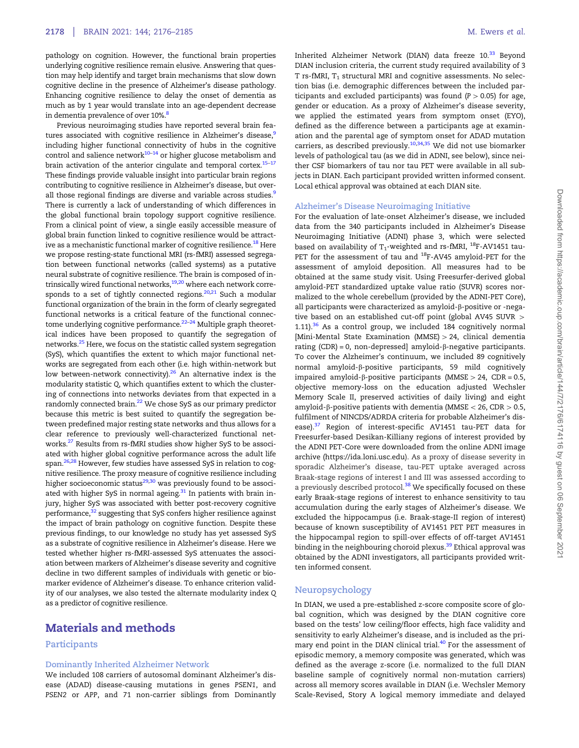pathology on cognition. However, the functional brain properties underlying cognitive resilience remain elusive. Answering that question may help identify and target brain mechanisms that slow down cognitive decline in the presence of Alzheimer's disease pathology. Enhancing cognitive resilience to delay the onset of dementia as much as by 1 year would translate into an age-dependent decrease in dementia prevalence of over 10%.[8]

Previous neuroimaging studies have reported several brain features associated with cognitive resilience in Alzheimer's disease,[9] including higher functional connectivity of hubs in the cognitive control and salience network[10–14] or higher glucose metabolism and brain activation of the anterior cingulate and temporal cortex.[15–17] These findings provide valuable insight into particular brain regions contributing to cognitive resilience in Alzheimer's disease, but overall those regional findings are diverse and variable across studies.[9] There is currently a lack of understanding of which differences in the global functional brain topology support cognitive resilience. From a clinical point of view, a single easily accessible measure of global brain function linked to cognitive resilience would be attractive as a mechanistic functional marker of cognitive resilience.[18] Here we propose resting-state functional MRI (rs-fMRI) assessed segregation between functional networks (called systems) as a putative neural substrate of cognitive resilience. The brain is composed of intrinsically wired functional networks,[19,20] where each network corresponds to a set of tightly connected regions.[20,21] Such a modular functional organization of the brain in the form of clearly segregated functional networks is a critical feature of the functional connectome underlying cognitive performance.[22–24] Multiple graph theoretical indices have been proposed to quantify the segregation of networks.[25] Here, we focus on the statistic called system segregation (SyS), which quantifies the extent to which major functional networks are segregated from each other (i.e. high within-network but low between-network connectivity).[26] An alternative index is the modularity statistic Q, which quantifies extent to which the clustering of connections into networks deviates from that expected in a randomly connected brain.[22] We chose SyS as our primary predictor because this metric is best suited to quantify the segregation between predefined major resting state networks and thus allows for a clear reference to previously well-characterized functional networks.[27] Results from rs-fMRI studies show higher SyS to be associated with higher global cognitive performance across the adult life span.[26,28] However, few studies have assessed SyS in relation to cognitive resilience. The proxy measure of cognitive resilience including higher socioeconomic status[29,30] was previously found to be associated with higher SyS in normal ageing.[31] In patients with brain injury, higher SyS was associated with better post-recovery cognitive performance,[32] suggesting that SyS confers higher resilience against the impact of brain pathology on cognitive function. Despite these previous findings, to our knowledge no study has yet assessed SyS as a substrate of cognitive resilience in Alzheimer's disease. Here we tested whether higher rs-fMRI-assessed SyS attenuates the association between markers of Alzheimer's disease severity and cognitive decline in two different samples of individuals with genetic or biomarker evidence of Alzheimer's disease. To enhance criterion validity of our analyses, we also tested the alternate modularity index Q as a predictor of cognitive resilience.

# Materials and methods

## Participants

### Dominantly Inherited Alzheimer Network

We included 108 carriers of autosomal dominant Alzheimer's disease (ADAD) disease-causing mutations in genes *PSEN1*, and *PSEN2* or *APP*, and 71 non-carrier siblings from Dominantly Inherited Alzheimer Network (DIAN) data freeze 10.[33] Beyond DIAN inclusion criteria, the current study required availability of 3 T rs-fMRI, $T_1$ structural MRI and cognitive assessments. No selection bias (i.e. demographic differences between the included participants and excluded participants) was found ($P > 0.05$) for age, gender or education. As a proxy of Alzheimer's disease severity, we applied the estimated years from symptom onset (EYO), defined as the difference between a participants age at examination and the parental age of symptom onset for ADAD mutation carriers, as described previously.[10,34,35] We did not use biomarker levels of pathological tau (as we did in ADNI, see below), since neither CSF biomarkers of tau nor tau PET were available in all subjects in DIAN. Each participant provided written informed consent. Local ethical approval was obtained at each DIAN site.

### Alzheimer's Disease Neuroimaging Initiative

For the evaluation of late-onset Alzheimer's disease, we included data from the 340 participants included in Alzheimer's Disease Neuroimaging Initiative (ADNI) phase 3, which were selected based on availability of $T_1$-weighted and rs-fMRI, $^{18}$F-AV1451 tau-PET for the assessment of tau and $^{18}$F-AV45 amyloid-PET for the assessment of amyloid deposition. All measures had to be obtained at the same study visit. Using Freesurfer-derived global amyloid-PET standardized uptake value ratio (SUVR) scores normalized to the whole cerebellum (provided by the ADNI-PET Core), all participants were characterized as amyloid-β-positive or -negative based on an established cut-off point (global AV45 SUVR > 1.11).[36] As a control group, we included 184 cognitively normal [Mini-Mental State Examination (MMSE) > 24, clinical dementia rating (CDR) = 0, non-depressed] amyloid-β-negative participants. To cover the Alzheimer's continuum, we included 89 cognitively normal amyloid-β-positive participants, 59 mild cognitively impaired amyloid-β-positive participants (MMSE > 24, CDR = 0.5, objective memory-loss on the education adjusted Wechsler Memory Scale II, preserved activities of daily living) and eight amyloid-β-positive patients with dementia (MMSE < 26, CDR > 0.5, fulfilment of NINCDS/ADRDA criteria for probable Alzheimer's disease).[37] Region of interest-specific AV1451 tau-PET data for Freesurfer-based Desikan-Killiany regions of interest provided by the ADNI PET-Core were downloaded from the online ADNI image archive (https://ida.loni.usc.edu). As a proxy of disease severity in sporadic Alzheimer's disease, tau-PET uptake averaged across Braak-stage regions of interest I and III was assessed according to a previously described protocol.[38] We specifically focused on these early Braak-stage regions of interest to enhance sensitivity to tau accumulation during the early stages of Alzheimer's disease. We excluded the hippocampus (i.e. Braak-stage-II region of interest) because of known susceptibility of AV1451 PET PET measures in the hippocampal region to spill-over effects of off-target AV1451 binding in the neighbouring choroid plexus.[39] Ethical approval was obtained by the ADNI investigators, all participants provided written informed consent.

## Neuropsychology

In DIAN, we used a pre-established z-score composite score of global cognition, which was designed by the DIAN cognitive core based on the tests' low ceiling/floor effects, high face validity and sensitivity to early Alzheimer's disease, and is included as the primary end point in the DIAN clinical trial.[40] For the assessment of episodic memory, a memory composite was generated, which was defined as the average z-score (i.e. normalized to the full DIAN baseline sample of cognitively normal non-mutation carriers) across all memory scores available in DIAN (i.e. Wechsler Memory Scale-Revised, Story A logical memory immediate and delayed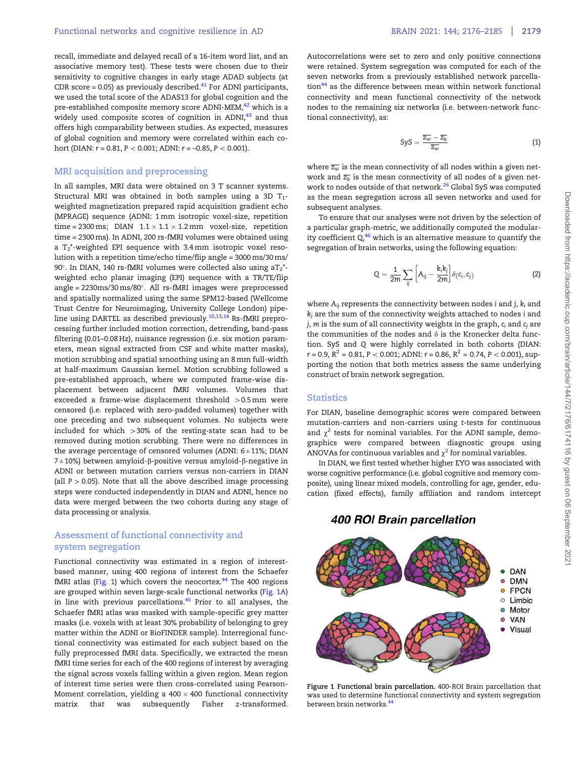recall, immediate and delayed recall of a 16-item word list, and an associative memory test). These tests were chosen due to their sensitivity to cognitive changes in early stage ADAD subjects (at CDR score = 0.05) as previously described.[41] For ADNI participants, we used the total score of the ADAS13 for global cognition and the pre-established composite memory score ADNI-MEM,[42] which is a widely used composite scores of cognition in ADNI,[43] and thus offers high comparability between studies. As expected, measures of global cognition and memory were correlated within each cohort (DIAN: $r = 0.81$, $P < 0.001$; ADNI: $r = -0.85$, $P < 0.001$).

## MRI acquisition and preprocessing

In all samples, MRI data were obtained on 3 T scanner systems. Structural MRI was obtained in both samples using a 3D $T_1$-weighted magnetization prepared rapid acquisition gradient echo (MPRAGE) sequence (ADNI: 1 mm isotropic voxel-size, repetition time = 2300 ms; DIAN $1.1 \times 1.1 \times 1.2$ mm voxel-size, repetition time = 2300 ms). In ADNI, 200 rs-fMRI volumes were obtained using a $T_2^*$-weighted EPI sequence with 3.4 mm isotropic voxel resolution with a repetition time/echo time/flip angle = 3000 ms/30 ms/90°. In DIAN, 140 rs-fMRI volumes were collected also using a$T_2^*$-weighted echo planar imaging (EPI) sequence with a TR/TE/flip angle = 2230ms/30 ms/80°. All rs-fMRI images were preprocessed and spatially normalized using the same SPM12-based (Wellcome Trust Centre for Neuroimaging, University College London) pipeline using DARTEL as described previously.[10,13,14] Rs-fMRI preprocessing further included motion correction, detrending, band-pass filtering (0.01–0.08 Hz), nuisance regression (i.e. six motion parameters, mean signal extracted from CSF and white matter masks), motion scrubbing and spatial smoothing using an 8 mm full-width at half-maximum Gaussian kernel. Motion scrubbing followed a pre-established approach, where we computed frame-wise displacement between adjacent fMRI volumes. Volumes that exceeded a frame-wise displacement threshold $>0.5$ mm were censored (i.e. replaced with zero-padded volumes) together with one preceding and two subsequent volumes. No subjects were included for which $>30\%$ of the resting-state scan had to be removed during motion scrubbing. There were no differences in the average percentage of censored volumes (ADNI: $6 \pm 11\%$; DIAN $7 \pm 10\%$) between amyloid-β-positive versus amyloid-β-negative in ADNI or between mutation carriers versus non-carriers in DIAN (all $P > 0.05$). Note that all the above described image processing steps were conducted independently in DIAN and ADNI, hence no data were merged between the two cohorts during any stage of data processing or analysis.

## Assessment of functional connectivity and system segregation

Functional connectivity was estimated in a region of interest-based manner, using 400 regions of interest from the Schaefer fMRI atlas (Fig. 1) which covers the neocortex.[44] The 400 regions are grouped within seven large-scale functional networks (Fig. 1A) in line with previous parcellations.[45] Prior to all analyses, the Schaefer fMRI atlas was masked with sample-specific grey matter masks (i.e. voxels with at least 30% probability of belonging to grey matter within the ADNI or BioFINDER sample). Interregional functional connectivity was estimated for each subject based on the fully preprocessed fMRI data. Specifically, we extracted the mean fMRI time series for each of the 400 regions of interest by averaging the signal across voxels falling within a given region. Mean region of interest time series were then cross-correlated using Pearson-Moment correlation, yielding a $400 \times 400$ functional connectivity matrix that was subsequently Fisher z-transformed. Autocorrelations were set to zero and only positive connections were retained. System segregation was computed for each of the seven networks from a previously established network parcellation[44] as the difference between mean within network functional connectivity and mean functional connectivity of the network nodes to the remaining six networks (i.e. between-network functional connectivity), as:

$$\text{SyS} = \frac{\overline{z_w} - \overline{z_b}}{\overline{z_w}} \quad (1)$$

where $\overline{z_w}$ is the mean connectivity of all nodes within a given network and $\overline{z_b}$ is the mean connectivity of all nodes of a given network to nodes outside of that network.[26] Global SyS was computed as the mean segregation across all seven networks and used for subsequent analyses.

To ensure that our analyses were not driven by the selection of a particular graph-metric, we additionally computed the modularity coefficient Q,[46] which is an alternative measure to quantify the segregation of brain networks, using the following equation:

$$Q = \frac{1}{2m} \sum_{ij} \left[ A_{ij} - \frac{k_i k_j}{2m} \right] \delta(c_i, c_j) \quad (2)$$

where $A_{ij}$ represents the connectivity between nodes $i$ and $j$, $k_i$ and $k_j$ are the sum of the connectivity weights attached to nodes $i$ and $j$, $m$ is the sum of all connectivity weights in the graph, $c_i$ and $c_j$ are the communities of the nodes and $\delta$ is the Kronecker delta function. SyS and Q were highly correlated in both cohorts (DIAN: $r = 0.9$, $R^2 = 0.81$, $P < 0.001$; ADNI: $r = 0.86$, $R^2 = 0.74$, $P < 0.001$), supporting the notion that both metrics assess the same underlying construct of brain network segregation.

## Statistics

For DIAN, baseline demographic scores were compared between mutation-carriers and non-carriers using t-tests for continuous and $\chi^2$ tests for nominal variables. For the ADNI sample, demographics were compared between diagnostic groups using ANOVAs for continuous variables and $\chi^2$ for nominal variables.

In DIAN, we first tested whether higher EYO was associated with worse cognitive performance (i.e. global cognitive and memory composite), using linear mixed models, controlling for age, gender, education (fixed effects), family affiliation and random intercept

**Figure 1 Functional brain parcellation.** 400-ROI Brain parcellation that was used to determine functional connectivity and system segregation between brain networks.[44]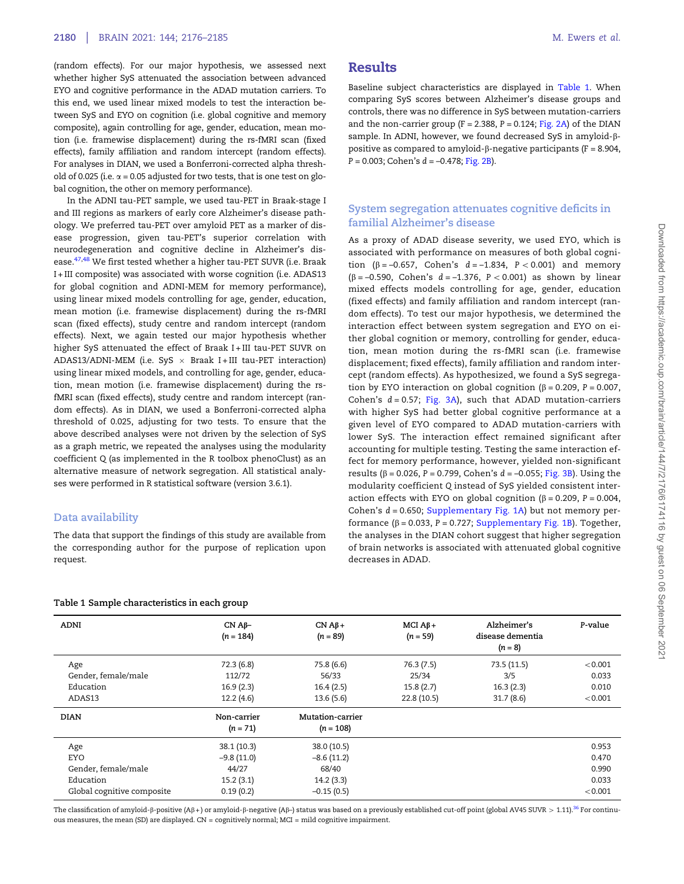(random effects). For our major hypothesis, we assessed next whether higher SyS attenuated the association between advanced EYO and cognitive performance in the ADAD mutation carriers. To this end, we used linear mixed models to test the interaction between SyS and EYO on cognition (i.e. global cognitive and memory composite), again controlling for age, gender, education, mean motion (i.e. framewise displacement) during the rs-fMRI scan (fixed effects), family affiliation and random intercept (random effects). For analyses in DIAN, we used a Bonferroni-corrected alpha threshold of 0.025 (i.e. $\alpha$ = 0.05 adjusted for two tests, that is one test on global cognition, the other on memory performance).

In the ADNI tau-PET sample, we used tau-PET in Braak-stage I and III regions as markers of early core Alzheimer's disease pathology. We preferred tau-PET over amyloid PET as a marker of disease progression, given tau-PET's superior correlation with neurodegeneration and cognitive decline in Alzheimer's disease.[47,48] We first tested whether a higher tau-PET SUVR (i.e. Braak I + III composite) was associated with worse cognition (i.e. ADAS13 for global cognition and ADNI-MEM for memory performance), using linear mixed models controlling for age, gender, education, mean motion (i.e. framewise displacement) during the rs-fMRI scan (fixed effects), study centre and random intercept (random effects). Next, we again tested our major hypothesis whether higher SyS attenuated the effect of Braak I + III tau-PET SUVR on ADAS13/ADNI-MEM (i.e. SyS $\times$ Braak I + III tau-PET interaction) using linear mixed models, and controlling for age, gender, education, mean motion (i.e. framewise displacement) during the rs-fMRI scan (fixed effects), study centre and random intercept (random effects). As in DIAN, we used a Bonferroni-corrected alpha threshold of 0.025, adjusting for two tests. To ensure that the above described analyses were not driven by the selection of SyS as a graph metric, we repeated the analyses using the modularity coefficient Q (as implemented in the R toolbox phenoClust) as an alternative measure of network segregation. All statistical analyses were performed in R statistical software (version 3.6.1).

## Data availability

The data that support the findings of this study are available from the corresponding author for the purpose of replication upon request.

# Results

Baseline subject characteristics are displayed in Table 1. When comparing SyS scores between Alzheimer's disease groups and controls, there was no difference in SyS between mutation-carriers and the non-carrier group (F = 2.388, P = 0.124; Fig. 2A) of the DIAN sample. In ADNI, however, we found decreased SyS in amyloid-β-positive as compared to amyloid-β-negative participants (F = 8.904, P = 0.003; Cohen's $d$ = –0.478; Fig. 2B).

## System segregation attenuates cognitive deficits in familial Alzheimer's disease

As a proxy of ADAD disease severity, we used EYO, which is associated with performance on measures of both global cognition (β = –0.657, Cohen's $d$ = –1.834, $P < 0.001$) and memory (β = –0.590, Cohen's $d$ = –1.376, $P < 0.001$) as shown by linear mixed effects models controlling for age, gender, education (fixed effects) and family affiliation and random intercept (random effects). To test our major hypothesis, we determined the interaction effect between system segregation and EYO on either global cognition or memory, controlling for gender, education, mean motion during the rs-fMRI scan (i.e. framewise displacement; fixed effects), family affiliation and random intercept (random effects). As hypothesized, we found a SyS segregation by EYO interaction on global cognition (β = 0.209, P = 0.007, Cohen's $d$ = 0.57; Fig. 3A), such that ADAD mutation-carriers with higher SyS had better global cognitive performance at a given level of EYO compared to ADAD mutation-carriers with lower SyS. The interaction effect remained significant after accounting for multiple testing. Testing the same interaction effect for memory performance, however, yielded non-significant results (β = 0.026, P = 0.799, Cohen's $d$ = –0.055; Fig. 3B). Using the modularity coefficient Q instead of SyS yielded consistent interaction effects with EYO on global cognition (β = 0.209, P = 0.004, Cohen's $d$ = 0.650; Supplementary Fig. 1A) but not memory performance (β = 0.033, P = 0.727; Supplementary Fig. 1B). Together, the analyses in the DIAN cohort suggest that higher segregation of brain networks is associated with attenuated global cognitive decreases in ADAD.

**Table 1 Sample characteristics in each group**

| ADNI | CN Aβ– (n = 184) | CN Aβ+ (n = 89) | MCI Aβ+ (n = 59) | Alzheimer's disease dementia (n = 8) | P-value |
|---|---|---|---|---|---|
| Age | 72.3 (6.8) | 75.8 (6.6) | 76.3 (7.5) | 73.5 (11.5) | <0.001 |
| Gender, female/male | 112/72 | 56/33 | 25/34 | 3/5 | 0.033 |
| Education | 16.9 (2.3) | 16.4 (2.5) | 15.8 (2.7) | 16.3 (2.3) | 0.010 |
| ADAS13 | 12.2 (4.6) | 13.6 (5.6) | 22.8 (10.5) | 31.7 (8.6) | <0.001 |
| **DIAN** | **Non-carrier (n = 71)** | **Mutation-carrier (n = 108)** | | | |
| Age | 38.1 (10.3) | 38.0 (10.5) | | | 0.953 |
| EYO | −9.8 (11.0) | −8.6 (11.2) | | | 0.470 |
| Gender, female/male | 44/27 | 68/40 | | | 0.990 |
| Education | 15.2 (3.1) | 14.2 (3.3) | | | 0.033 |
| Global cognitive composite | 0.19 (0.2) | −0.15 (0.5) | | | <0.001 |

The classification of amyloid-β-positive (Aβ+) or amyloid-β-negative (Aβ–) status was based on a previously established cut-off point (global AV45 SUVR > 1.11).[36] For continuous measures, the mean (SD) are displayed. CN = cognitively normal; MCI = mild cognitive impairment.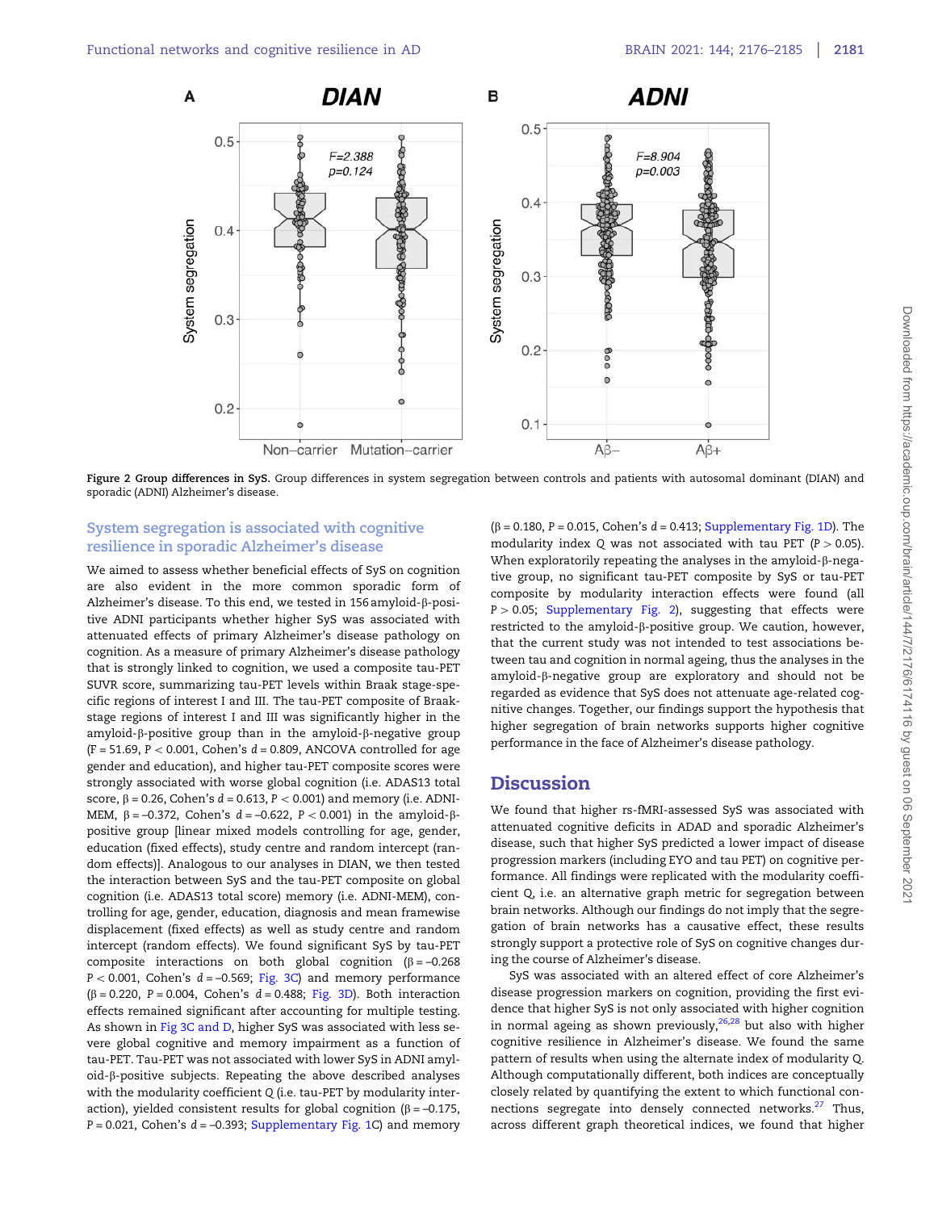Figure 2 **Group differences in SyS.** Group differences in system segregation between controls and patients with autosomal dominant (DIAN) and sporadic (ADNI) Alzheimer's disease.

## System segregation is associated with cognitive resilience in sporadic Alzheimer's disease

We aimed to assess whether beneficial effects of SyS on cognition are also evident in the more common sporadic form of Alzheimer's disease. To this end, we tested in 156 amyloid-β-positive ADNI participants whether higher SyS was associated with attenuated effects of primary Alzheimer's disease pathology on cognition. As a measure of primary Alzheimer's disease pathology that is strongly linked to cognition, we used a composite tau-PET SUVR score, summarizing tau-PET levels within Braak stage-specific regions of interest I and III. The tau-PET composite of Braak-stage regions of interest I and III was significantly higher in the amyloid-β-positive group than in the amyloid-β-negative group ($F = 51.69$, $P < 0.001$, Cohen's $d = 0.809$, ANCOVA controlled for age gender and education), and higher tau-PET composite scores were strongly associated with worse global cognition (i.e. ADAS13 total score, $\beta = 0.26$, Cohen's $d = 0.613$, $P < 0.001$) and memory (i.e. ADNI-MEM, $\beta = -0.372$, Cohen's $d = -0.622$, $P < 0.001$) in the amyloid-β-positive group [linear mixed models controlling for age, gender, education (fixed effects), study centre and random intercept (random effects)]. Analogous to our analyses in DIAN, we then tested the interaction between SyS and the tau-PET composite on global cognition (i.e. ADAS13 total score) memory (i.e. ADNI-MEM), controlling for age, gender, education, diagnosis and mean framewise displacement (fixed effects) as well as study centre and random intercept (random effects). We found significant SyS by tau-PET composite interactions on both global cognition ($\beta = -0.268$ $P < 0.001$, Cohen's $d = -0.569$; Fig. 3C) and memory performance ($\beta = 0.220$, $P = 0.004$, Cohen's $d = 0.488$; Fig. 3D). Both interaction effects remained significant after accounting for multiple testing. As shown in Fig 3C and D, higher SyS was associated with less severe global cognitive and memory impairment as a function of tau-PET. Tau-PET was not associated with lower SyS in ADNI amyloid-β-positive subjects. Repeating the above described analyses with the modularity coefficient Q (i.e. tau-PET by modularity interaction), yielded consistent results for global cognition ($\beta = -0.175$, $P = 0.021$, Cohen's $d = -0.393$; Supplementary Fig. 1C) and memory ($\beta = 0.180$, $P = 0.015$, Cohen's $d = 0.413$; Supplementary Fig. 1D). The modularity index Q was not associated with tau PET ($P > 0.05$). When exploratorily repeating the analyses in the amyloid-β-negative group, no significant tau-PET composite by SyS or tau-PET composite by modularity interaction effects were found (all $P > 0.05$; Supplementary Fig. 2), suggesting that effects were restricted to the amyloid-β-positive group. We caution, however, that the current study was not intended to test associations between tau and cognition in normal ageing, thus the analyses in the amyloid-β-negative group are exploratory and should not be regarded as evidence that SyS does not attenuate age-related cognitive changes. Together, our findings support the hypothesis that higher segregation of brain networks supports higher cognitive performance in the face of Alzheimer's disease pathology.

# Discussion

We found that higher rs-fMRI-assessed SyS was associated with attenuated cognitive deficits in ADAD and sporadic Alzheimer's disease, such that higher SyS predicted a lower impact of disease progression markers (including EYO and tau PET) on cognitive performance. All findings were replicated with the modularity coefficient Q, i.e. an alternative graph metric for segregation between brain networks. Although our findings do not imply that the segregation of brain networks has a causative effect, these results strongly support a protective role of SyS on cognitive changes during the course of Alzheimer's disease.

SyS was associated with an altered effect of core Alzheimer's disease progression markers on cognition, providing the first evidence that higher SyS is not only associated with higher cognition in normal ageing as shown previously,[26,28] but also with higher cognitive resilience in Alzheimer's disease. We found the same pattern of results when using the alternate index of modularity Q. Although computationally different, both indices are conceptually closely related by quantifying the extent to which functional connections segregate into densely connected networks.[27] Thus, across different graph theoretical indices, we found that higher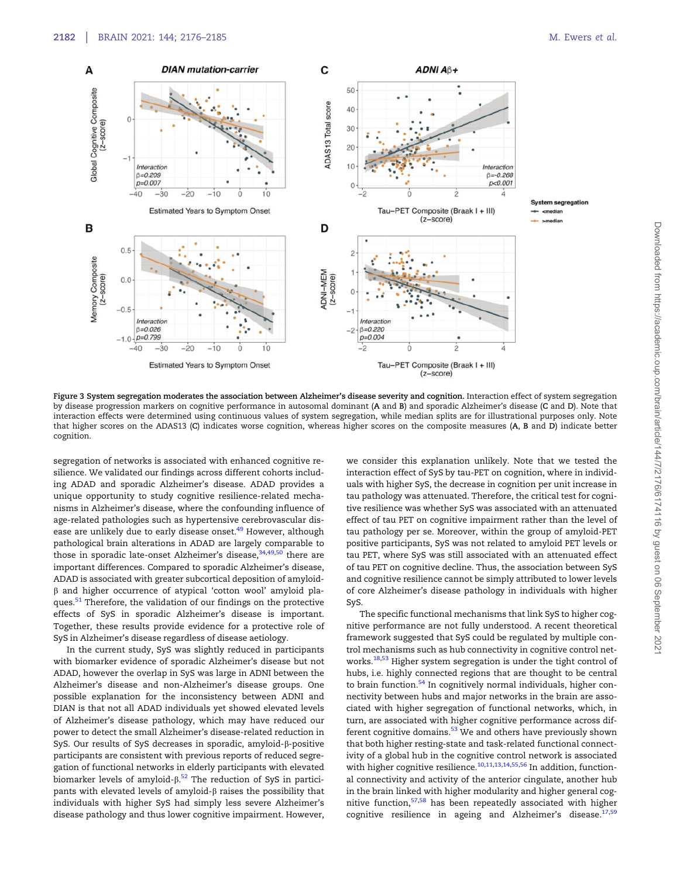**Figure 3 System segregation moderates the association between Alzheimer's disease severity and cognition.** Interaction effect of system segregation by disease progression markers on cognitive performance in autosomal dominant (**A** and **B**) and sporadic Alzheimer's disease (**C** and **D**). Note that interaction effects were determined using continuous values of system segregation, while median splits are for illustrational purposes only. Note that higher scores on the ADAS13 (**C**) indicates worse cognition, whereas higher scores on the composite measures (**A**, **B** and **D**) indicate better cognition.

segregation of networks is associated with enhanced cognitive resilience. We validated our findings across different cohorts including ADAD and sporadic Alzheimer's disease. ADAD provides a unique opportunity to study cognitive resilience-related mechanisms in Alzheimer's disease, where the confounding influence of age-related pathologies such as hypertensive cerebrovascular disease are unlikely due to early disease onset.[49] However, although pathological brain alterations in ADAD are largely comparable to those in sporadic late-onset Alzheimer's disease,[34,49,50] there are important differences. Compared to sporadic Alzheimer's disease, ADAD is associated with greater subcortical deposition of amyloid-β and higher occurrence of atypical 'cotton wool' amyloid plaques.[51] Therefore, the validation of our findings on the protective effects of SyS in sporadic Alzheimer's disease is important. Together, these results provide evidence for a protective role of SyS in Alzheimer's disease regardless of disease aetiology.

In the current study, SyS was slightly reduced in participants with biomarker evidence of sporadic Alzheimer's disease but not ADAD, however the overlap in SyS was large in ADNI between the Alzheimer's disease and non-Alzheimer's disease groups. One possible explanation for the inconsistency between ADNI and DIAN is that not all ADAD individuals yet showed elevated levels of Alzheimer's disease pathology, which may have reduced our power to detect the small Alzheimer's disease-related reduction in SyS. Our results of SyS decreases in sporadic, amyloid-β-positive participants are consistent with previous reports of reduced segregation of functional networks in elderly participants with elevated biomarker levels of amyloid-β.[52] The reduction of SyS in participants with elevated levels of amyloid-β raises the possibility that individuals with higher SyS had simply less severe Alzheimer's disease pathology and thus lower cognitive impairment. However, we consider this explanation unlikely. Note that we tested the interaction effect of SyS by tau-PET on cognition, where in individuals with higher SyS, the decrease in cognition per unit increase in tau pathology was attenuated. Therefore, the critical test for cognitive resilience was whether SyS was associated with an attenuated effect of tau PET on cognitive impairment rather than the level of tau pathology per se. Moreover, within the group of amyloid-PET positive participants, SyS was not related to amyloid PET levels or tau PET, where SyS was still associated with an attenuated effect of tau PET on cognitive decline. Thus, the association between SyS and cognitive resilience cannot be simply attributed to lower levels of core Alzheimer's disease pathology in individuals with higher SyS.

The specific functional mechanisms that link SyS to higher cognitive performance are not fully understood. A recent theoretical framework suggested that SyS could be regulated by multiple control mechanisms such as hub connectivity in cognitive control networks.[18,53] Higher system segregation is under the tight control of hubs, i.e. highly connected regions that are thought to be central to brain function.[54] In cognitively normal individuals, higher connectivity between hubs and major networks in the brain are associated with higher segregation of functional networks, which, in turn, are associated with higher cognitive performance across different cognitive domains.[53] We and others have previously shown that both higher resting-state and task-related functional connectivity of a global hub in the cognitive control network is associated with higher cognitive resilience.[10,11,13,14,55,56] In addition, functional connectivity and activity of the anterior cingulate, another hub in the brain linked with higher modularity and higher general cognitive function,[57,58] has been repeatedly associated with higher cognitive resilience in ageing and Alzheimer's disease.[17,59]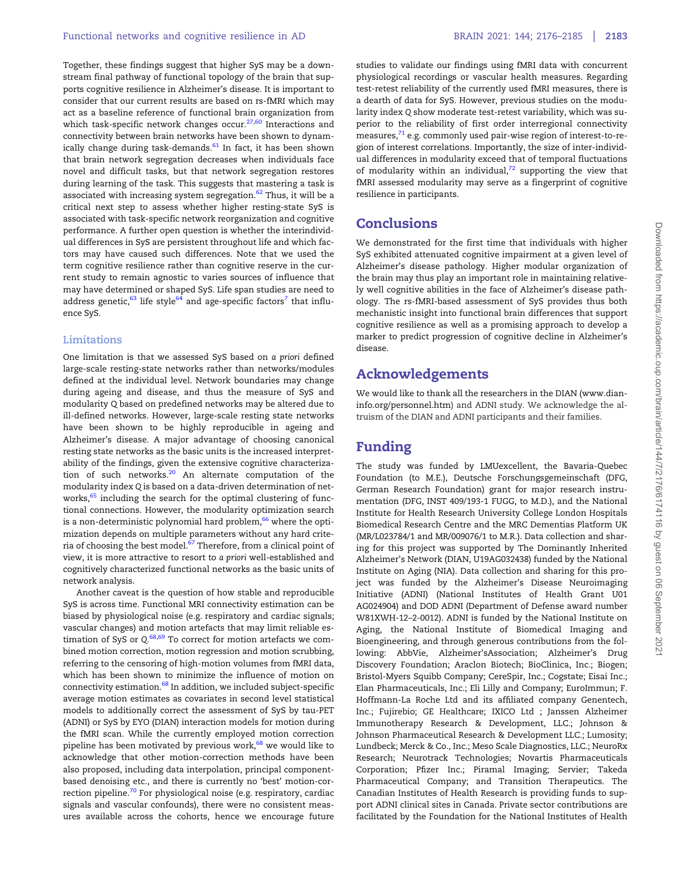Together, these findings suggest that higher SyS may be a downstream final pathway of functional topology of the brain that supports cognitive resilience in Alzheimer's disease. It is important to consider that our current results are based on rs-fMRI which may act as a baseline reference of functional brain organization from which task-specific network changes occur.[27,60] Interactions and connectivity between brain networks have been shown to dynamically change during task-demands.[61] In fact, it has been shown that brain network segregation decreases when individuals face novel and difficult tasks, but that network segregation restores during learning of the task. This suggests that mastering a task is associated with increasing system segregation.[62] Thus, it will be a critical next step to assess whether higher resting-state SyS is associated with task-specific network reorganization and cognitive performance. A further open question is whether the interindividual differences in SyS are persistent throughout life and which factors may have caused such differences. Note that we used the term cognitive resilience rather than cognitive reserve in the current study to remain agnostic to varies sources of influence that may have determined or shaped SyS. Life span studies are need to address genetic,[63] life style[64] and age-specific factors[7] that influence SyS.

### Limitations

One limitation is that we assessed SyS based on *a priori* defined large-scale resting-state networks rather than networks/modules defined at the individual level. Network boundaries may change during ageing and disease, and thus the measure of SyS and modularity Q based on predefined networks may be altered due to ill-defined networks. However, large-scale resting state networks have been shown to be highly reproducible in ageing and Alzheimer's disease. A major advantage of choosing canonical resting state networks as the basic units is the increased interpretability of the findings, given the extensive cognitive characterization of such networks.[20] An alternate computation of the modularity index Q is based on a data-driven determination of networks,[65] including the search for the optimal clustering of functional connections. However, the modularity optimization search is a non-deterministic polynomial hard problem,[66] where the optimization depends on multiple parameters without any hard criteria of choosing the best model.[67] Therefore, from a clinical point of view, it is more attractive to resort to *a priori* well-established and cognitively characterized functional networks as the basic units of network analysis.

Another caveat is the question of how stable and reproducible SyS is across time. Functional MRI connectivity estimation can be biased by physiological noise (e.g. respiratory and cardiac signals; vascular changes) and motion artefacts that may limit reliable estimation of SyS or Q.[68,69] To correct for motion artefacts we combined motion correction, motion regression and motion scrubbing, referring to the censoring of high-motion volumes from fMRI data, which has been shown to minimize the influence of motion on connectivity estimation.[68] In addition, we included subject-specific average motion estimates as covariates in second level statistical models to additionally correct the assessment of SyS by tau-PET (ADNI) or SyS by EYO (DIAN) interaction models for motion during the fMRI scan. While the currently employed motion correction pipeline has been motivated by previous work,[68] we would like to acknowledge that other motion-correction methods have been also proposed, including data interpolation, principal component-based denoising etc., and there is currently no 'best' motion-correction pipeline.[70] For physiological noise (e.g. respiratory, cardiac signals and vascular confounds), there were no consistent measures available across the cohorts, hence we encourage future studies to validate our findings using fMRI data with concurrent physiological recordings or vascular health measures. Regarding test-retest reliability of the currently used fMRI measures, there is a dearth of data for SyS. However, previous studies on the modularity index Q show moderate test-retest variability, which was superior to the reliability of first order interregional connectivity measures,[71] e.g. commonly used pair-wise region of interest-to-region of interest correlations. Importantly, the size of inter-individual differences in modularity exceed that of temporal fluctuations of modularity within an individual,[72] supporting the view that fMRI assessed modularity may serve as a fingerprint of cognitive resilience in participants.

## Conclusions

We demonstrated for the first time that individuals with higher SyS exhibited attenuated cognitive impairment at a given level of Alzheimer's disease pathology. Higher modular organization of the brain may thus play an important role in maintaining relatively well cognitive abilities in the face of Alzheimer's disease pathology. The rs-fMRI-based assessment of SyS provides thus both mechanistic insight into functional brain differences that support cognitive resilience as well as a promising approach to develop a marker to predict progression of cognitive decline in Alzheimer's disease.

## Acknowledgements

We would like to thank all the researchers in the DIAN (www.dian-info.org/personnel.htm) and ADNI study. We acknowledge the altruism of the DIAN and ADNI participants and their families.

## Funding

The study was funded by LMUexcellent, the Bavaria-Quebec Foundation (to M.E.), Deutsche Forschungsgemeinschaft (DFG, German Research Foundation) grant for major research instrumentation (DFG, INST 409/193-1 FUGG, to M.D.), and the National Institute for Health Research University College London Hospitals Biomedical Research Centre and the MRC Dementias Platform UK (MR/L023784/1 and MR/009076/1 to M.R.). Data collection and sharing for this project was supported by The Dominantly Inherited Alzheimer's Network (DIAN, U19AG032438) funded by the National Institute on Aging (NIA). Data collection and sharing for this project was funded by the Alzheimer's Disease Neuroimaging Initiative (ADNI) (National Institutes of Health Grant U01 AG024904) and DOD ADNI (Department of Defense award number W81XWH-12–2-0012). ADNI is funded by the National Institute on Aging, the National Institute of Biomedical Imaging and Bioengineering, and through generous contributions from the following: AbbVie, Alzheimer'sAssociation; Alzheimer's Drug Discovery Foundation; Araclon Biotech; BioClinica, Inc.; Biogen; Bristol-Myers Squibb Company; CereSpir, Inc.; Cogstate; Eisai Inc.; Elan Pharmaceuticals, Inc.; Eli Lilly and Company; EuroImmun; F. Hoffmann-La Roche Ltd and its affiliated company Genentech, Inc.; Fujirebio; GE Healthcare; IXICO Ltd ; Janssen Alzheimer Immunotherapy Research & Development, LLC.; Johnson & Johnson Pharmaceutical Research & Development LLC.; Lumosity; Lundbeck; Merck & Co., Inc.; Meso Scale Diagnostics, LLC.; NeuroRx Research; Neurotrack Technologies; Novartis Pharmaceuticals Corporation; Pfizer Inc.; Piramal Imaging; Servier; Takeda Pharmaceutical Company; and Transition Therapeutics. The Canadian Institutes of Health Research is providing funds to support ADNI clinical sites in Canada. Private sector contributions are facilitated by the Foundation for the National Institutes of Health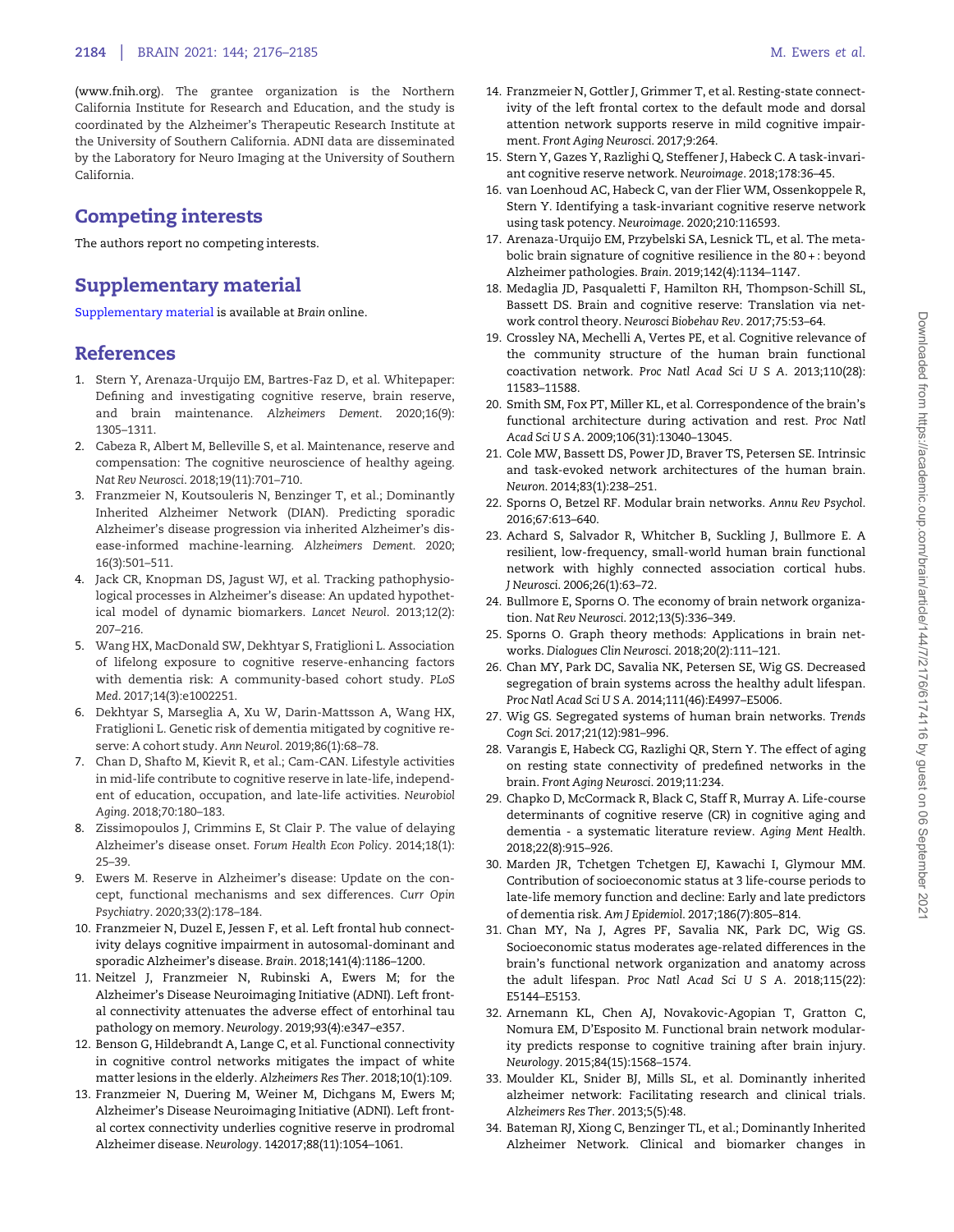(www.fnih.org). The grantee organization is the Northern California Institute for Research and Education, and the study is coordinated by the Alzheimer's Therapeutic Research Institute at the University of Southern California. ADNI data are disseminated by the Laboratory for Neuro Imaging at the University of Southern California.

## Competing interests

The authors report no competing interests.

## Supplementary material

Supplementary material is available at *Brain* online.

## References

1. Stern Y, Arenaza-Urquijo EM, Bartres-Faz D, et al. Whitepaper: Defining and investigating cognitive reserve, brain reserve, and brain maintenance. *Alzheimers Dement*. 2020;16(9): 1305–1311.
2. Cabeza R, Albert M, Belleville S, et al. Maintenance, reserve and compensation: The cognitive neuroscience of healthy ageing. *Nat Rev Neurosci*. 2018;19(11):701–710.
3. Franzmeier N, Koutsouleris N, Benzinger T, et al.; Dominantly Inherited Alzheimer Network (DIAN). Predicting sporadic Alzheimer's disease progression via inherited Alzheimer's disease-informed machine-learning. *Alzheimers Dement*. 2020; 16(3):501–511.
4. Jack CR, Knopman DS, Jagust WJ, et al. Tracking pathophysiological processes in Alzheimer's disease: An updated hypothetical model of dynamic biomarkers. *Lancet Neurol*. 2013;12(2): 207–216.
5. Wang HX, MacDonald SW, Dekhtyar S, Fratiglioni L. Association of lifelong exposure to cognitive reserve-enhancing factors with dementia risk: A community-based cohort study. *PLoS Med*. 2017;14(3):e1002251.
6. Dekhtyar S, Marseglia A, Xu W, Darin-Mattsson A, Wang HX, Fratiglioni L. Genetic risk of dementia mitigated by cognitive reserve: A cohort study. *Ann Neurol*. 2019;86(1):68–78.
7. Chan D, Shafto M, Kievit R, et al.; Cam-CAN. Lifestyle activities in mid-life contribute to cognitive reserve in late-life, independent of education, occupation, and late-life activities. *Neurobiol Aging*. 2018;70:180–183.
8. Zissimopoulos J, Crimmins E, St Clair P. The value of delaying Alzheimer's disease onset. *Forum Health Econ Policy*. 2014;18(1): 25–39.
9. Ewers M. Reserve in Alzheimer's disease: Update on the concept, functional mechanisms and sex differences. *Curr Opin Psychiatry*. 2020;33(2):178–184.
10. Franzmeier N, Duzel E, Jessen F, et al. Left frontal hub connectivity delays cognitive impairment in autosomal-dominant and sporadic Alzheimer's disease. *Brain*. 2018;141(4):1186–1200.
11. Neitzel J, Franzmeier N, Rubinski A, Ewers M; for the Alzheimer's Disease Neuroimaging Initiative (ADNI). Left frontal connectivity attenuates the adverse effect of entorhinal tau pathology on memory. *Neurology*. 2019;93(4):e347–e357.
12. Benson G, Hildebrandt A, Lange C, et al. Functional connectivity in cognitive control networks mitigates the impact of white matter lesions in the elderly. *Alzheimers Res Ther*. 2018;10(1):109.
13. Franzmeier N, Duering M, Weiner M, Dichgans M, Ewers M; Alzheimer's Disease Neuroimaging Initiative (ADNI). Left frontal cortex connectivity underlies cognitive reserve in prodromal Alzheimer disease. *Neurology*. 142017;88(11):1054–1061.
14. Franzmeier N, Gottler J, Grimmer T, et al. Resting-state connectivity of the left frontal cortex to the default mode and dorsal attention network supports reserve in mild cognitive impairment. *Front Aging Neurosci*. 2017;9:264.
15. Stern Y, Gazes Y, Razlighi Q, Steffener J, Habeck C. A task-invariant cognitive reserve network. *Neuroimage*. 2018;178:36–45.
16. van Loenhoud AC, Habeck C, van der Flier WM, Ossenkoppele R, Stern Y. Identifying a task-invariant cognitive reserve network using task potency. *Neuroimage*. 2020;210:116593.
17. Arenaza-Urquijo EM, Przybelski SA, Lesnick TL, et al. The metabolic brain signature of cognitive resilience in the 80+: beyond Alzheimer pathologies. *Brain*. 2019;142(4):1134–1147.
18. Medaglia JD, Pasqualetti F, Hamilton RH, Thompson-Schill SL, Bassett DS. Brain and cognitive reserve: Translation via network control theory. *Neurosci Biobehav Rev*. 2017;75:53–64.
19. Crossley NA, Mechelli A, Vertes PE, et al. Cognitive relevance of the community structure of the human brain functional coactivation network. *Proc Natl Acad Sci U S A*. 2013;110(28): 11583–11588.
20. Smith SM, Fox PT, Miller KL, et al. Correspondence of the brain's functional architecture during activation and rest. *Proc Natl Acad Sci U S A*. 2009;106(31):13040–13045.
21. Cole MW, Bassett DS, Power JD, Braver TS, Petersen SE. Intrinsic and task-evoked network architectures of the human brain. *Neuron*. 2014;83(1):238–251.
22. Sporns O, Betzel RF. Modular brain networks. *Annu Rev Psychol*. 2016;67:613–640.
23. Achard S, Salvador R, Whitcher B, Suckling J, Bullmore E. A resilient, low-frequency, small-world human brain functional network with highly connected association cortical hubs. *J Neurosci*. 2006;26(1):63–72.
24. Bullmore E, Sporns O. The economy of brain network organization. *Nat Rev Neurosci*. 2012;13(5):336–349.
25. Sporns O. Graph theory methods: Applications in brain networks. *Dialogues Clin Neurosci*. 2018;20(2):111–121.
26. Chan MY, Park DC, Savalia NK, Petersen SE, Wig GS. Decreased segregation of brain systems across the healthy adult lifespan. *Proc Natl Acad Sci U S A*. 2014;111(46):E4997–E5006.
27. Wig GS. Segregated systems of human brain networks. *Trends Cogn Sci*. 2017;21(12):981–996.
28. Varangis E, Habeck CG, Razlighi QR, Stern Y. The effect of aging on resting state connectivity of predefined networks in the brain. *Front Aging Neurosci*. 2019;11:234.
29. Chapko D, McCormack R, Black C, Staff R, Murray A. Life-course determinants of cognitive reserve (CR) in cognitive aging and dementia - a systematic literature review. *Aging Ment Health*. 2018;22(8):915–926.
30. Marden JR, Tchetgen Tchetgen EJ, Kawachi I, Glymour MM. Contribution of socioeconomic status at 3 life-course periods to late-life memory function and decline: Early and late predictors of dementia risk. *Am J Epidemiol*. 2017;186(7):805–814.
31. Chan MY, Na J, Agres PF, Savalia NK, Park DC, Wig GS. Socioeconomic status moderates age-related differences in the brain's functional network organization and anatomy across the adult lifespan. *Proc Natl Acad Sci U S A*. 2018;115(22): E5144–E5153.
32. Arnemann KL, Chen AJ, Novakovic-Agopian T, Gratton C, Nomura EM, D'Esposito M. Functional brain network modularity predicts response to cognitive training after brain injury. *Neurology*. 2015;84(15):1568–1574.
33. Moulder KL, Snider BJ, Mills SL, et al. Dominantly inherited alzheimer network: Facilitating research and clinical trials. *Alzheimers Res Ther*. 2013;5(5):48.
34. Bateman RJ, Xiong C, Benzinger TL, et al.; Dominantly Inherited Alzheimer Network. Clinical and biomarker changes in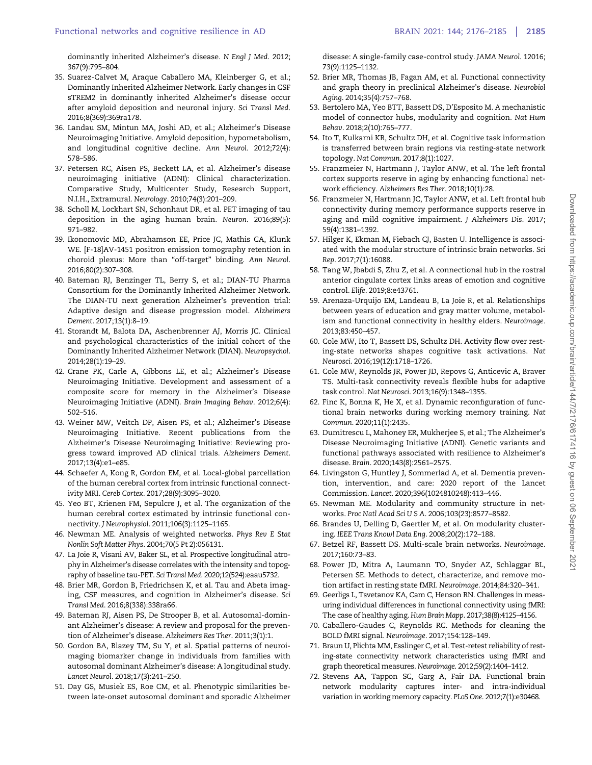dominantly inherited Alzheimer's disease. *N Engl J Med*. 2012; 367(9):795–804.

35. Suarez-Calvet M, Araque Caballero MA, Kleinberger G, et al.; Dominantly Inherited Alzheimer Network. Early changes in CSF sTREM2 in dominantly inherited Alzheimer's disease occur after amyloid deposition and neuronal injury. *Sci Transl Med*. 2016;8(369):369ra178.
36. Landau SM, Mintun MA, Joshi AD, et al.; Alzheimer's Disease Neuroimaging Initiative. Amyloid deposition, hypometabolism, and longitudinal cognitive decline. *Ann Neurol*. 2012;72(4): 578–586.
37. Petersen RC, Aisen PS, Beckett LA, et al. Alzheimer's disease neuroimaging initiative (ADNI): Clinical characterization. Comparative Study, Multicenter Study, Research Support, N.I.H., Extramural. *Neurology*. 2010;74(3):201–209.
38. Scholl M, Lockhart SN, Schonhaut DR, et al. PET imaging of tau deposition in the aging human brain. *Neuron*. 2016;89(5): 971–982.
39. Ikonomovic MD, Abrahamson EE, Price JC, Mathis CA, Klunk WE. [F-18]AV-1451 positron emission tomography retention in choroid plexus: More than "off-target" binding. *Ann Neurol*. 2016;80(2):307–308.
40. Bateman RJ, Benzinger TL, Berry S, et al.; DIAN-TU Pharma Consortium for the Dominantly Inherited Alzheimer Network. The DIAN-TU next generation Alzheimer's prevention trial: Adaptive design and disease progression model. *Alzheimers Dement*. 2017;13(1):8–19.
41. Storandt M, Balota DA, Aschenbrenner AJ, Morris JC. Clinical and psychological characteristics of the initial cohort of the Dominantly Inherited Alzheimer Network (DIAN). *Neuropsychol*. 2014;28(1):19–29.
42. Crane PK, Carle A, Gibbons LE, et al.; Alzheimer's Disease Neuroimaging Initiative. Development and assessment of a composite score for memory in the Alzheimer's Disease Neuroimaging Initiative (ADNI). *Brain Imaging Behav*. 2012;6(4): 502–516.
43. Weiner MW, Veitch DP, Aisen PS, et al.; Alzheimer's Disease Neuroimaging Initiative. Recent publications from the Alzheimer's Disease Neuroimaging Initiative: Reviewing progress toward improved AD clinical trials. *Alzheimers Dement*. 2017;13(4):e1–e85.
44. Schaefer A, Kong R, Gordon EM, et al. Local-global parcellation of the human cerebral cortex from intrinsic functional connectivity MRI. *Cereb Cortex*. 2017;28(9):3095–3020.
45. Yeo BT, Krienen FM, Sepulcre J, et al. The organization of the human cerebral cortex estimated by intrinsic functional connectivity. *J Neurophysiol*. 2011;106(3):1125–1165.
46. Newman ME. Analysis of weighted networks. *Phys Rev E Stat Nonlin Soft Matter Phys*. 2004;70(5 Pt 2):056131.
47. La Joie R, Visani AV, Baker SL, et al. Prospective longitudinal atrophy in Alzheimer's disease correlates with the intensity and topography of baseline tau-PET. *Sci Transl Med*. 2020;12(524):eaau5732.
48. Brier MR, Gordon B, Friedrichsen K, et al. Tau and Abeta imaging, CSF measures, and cognition in Alzheimer's disease. *Sci Transl Med*. 2016;8(338):338ra66.
49. Bateman RJ, Aisen PS, De Strooper B, et al. Autosomal-dominant Alzheimer's disease: A review and proposal for the prevention of Alzheimer's disease. *Alzheimers Res Ther*. 2011;3(1):1.
50. Gordon BA, Blazey TM, Su Y, et al. Spatial patterns of neuroimaging biomarker change in individuals from families with autosomal dominant Alzheimer's disease: A longitudinal study. *Lancet Neurol*. 2018;17(3):241–250.
51. Day GS, Musiek ES, Roe CM, et al. Phenotypic similarities between late-onset autosomal dominant and sporadic Alzheimer disease: A single-family case-control study. *JAMA Neurol*. 12016; 73(9):1125–1132.
52. Brier MR, Thomas JB, Fagan AM, et al. Functional connectivity and graph theory in preclinical Alzheimer's disease. *Neurobiol Aging*. 2014;35(4):757–768.
53. Bertolero MA, Yeo BTT, Bassett DS, D'Esposito M. A mechanistic model of connector hubs, modularity and cognition. *Nat Hum Behav*. 2018;2(10):765–777.
54. Ito T, Kulkarni KR, Schultz DH, et al. Cognitive task information is transferred between brain regions via resting-state network topology. *Nat Commun*. 2017;8(1):1027.
55. Franzmeier N, Hartmann J, Taylor ANW, et al. The left frontal cortex supports reserve in aging by enhancing functional network efficiency. *Alzheimers Res Ther*. 2018;10(1):28.
56. Franzmeier N, Hartmann JC, Taylor ANW, et al. Left frontal hub connectivity during memory performance supports reserve in aging and mild cognitive impairment. *J Alzheimers Dis*. 2017; 59(4):1381–1392.
57. Hilger K, Ekman M, Fiebach CJ, Basten U. Intelligence is associated with the modular structure of intrinsic brain networks. *Sci Rep*. 2017;7(1):16088.
58. Tang W, Jbabdi S, Zhu Z, et al. A connectional hub in the rostral anterior cingulate cortex links areas of emotion and cognitive control. *Elife*. 2019;8:e43761.
59. Arenaza-Urquijo EM, Landeau B, La Joie R, et al. Relationships between years of education and gray matter volume, metabolism and functional connectivity in healthy elders. *Neuroimage*. 2013;83:450–457.
60. Cole MW, Ito T, Bassett DS, Schultz DH. Activity flow over resting-state networks shapes cognitive task activations. *Nat Neurosci*. 2016;19(12):1718–1726.
61. Cole MW, Reynolds JR, Power JD, Repovs G, Anticevic A, Braver TS. Multi-task connectivity reveals flexible hubs for adaptive task control. *Nat Neurosci*. 2013;16(9):1348–1355.
62. Finc K, Bonna K, He X, et al. Dynamic reconfiguration of functional brain networks during working memory training. *Nat Commun*. 2020;11(1):2435.
63. Dumitrescu L, Mahoney ER, Mukherjee S, et al.; The Alzheimer's Disease Neuroimaging Initiative (ADNI). Genetic variants and functional pathways associated with resilience to Alzheimer's disease. *Brain*. 2020;143(8):2561–2575.
64. Livingston G, Huntley J, Sommerlad A, et al. Dementia prevention, intervention, and care: 2020 report of the Lancet Commission. *Lancet*. 2020;396(1024810248):413–446.
65. Newman ME. Modularity and community structure in networks. *Proc Natl Acad Sci U S A*. 2006;103(23):8577–8582.
66. Brandes U, Delling D, Gaertler M, et al. On modularity clustering. *IEEE Trans Knowl Data Eng*. 2008;20(2):172–188.
67. Betzel RF, Bassett DS. Multi-scale brain networks. *Neuroimage*. 2017;160:73–83.
68. Power JD, Mitra A, Laumann TO, Snyder AZ, Schlaggar BL, Petersen SE. Methods to detect, characterize, and remove motion artifact in resting state fMRI. *Neuroimage*. 2014;84:320–341.
69. Geerligs L, Tsvetanov KA, Cam C, Henson RN. Challenges in measuring individual differences in functional connectivity using fMRI: The case of healthy aging. *Hum Brain Mapp*. 2017;38(8):4125–4156.
70. Caballero-Gaudes C, Reynolds RC. Methods for cleaning the BOLD fMRI signal. *Neuroimage*. 2017;154:128–149.
71. Braun U, Plichta MM, Esslinger C, et al. Test-retest reliability of resting-state connectivity network characteristics using fMRI and graph theoretical measures. *Neuroimage*. 2012;59(2):1404–1412.
72. Stevens AA, Tappon SC, Garg A, Fair DA. Functional brain network modularity captures inter- and intra-individual variation in working memory capacity. *PLoS One*. 2012;7(1):e30468.